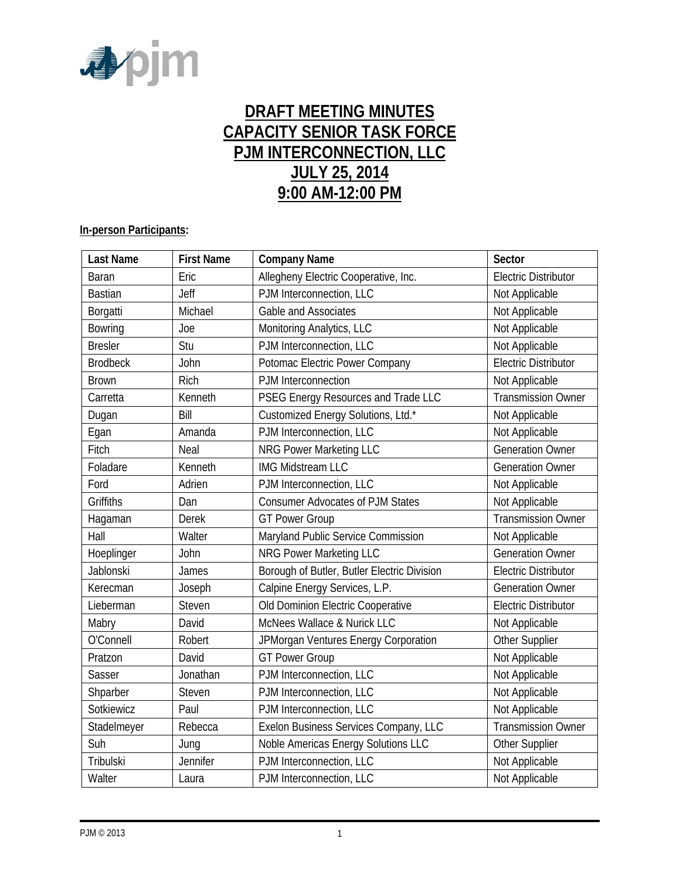# DRAFT MEETING MINUTES
# CAPACITY SENIOR TASK FORCE
# PJM INTERCONNECTION, LLC
# JULY 25, 2014
# 9:00 AM-12:00 PM

**In-person Participants:**

| Last Name | First Name | Company Name | Sector |
|---|---|---|---|
| Baran | Eric | Allegheny Electric Cooperative, Inc. | Electric Distributor |
| Bastian | Jeff | PJM Interconnection, LLC | Not Applicable |
| Borgatti | Michael | Gable and Associates | Not Applicable |
| Bowring | Joe | Monitoring Analytics, LLC | Not Applicable |
| Bresler | Stu | PJM Interconnection, LLC | Not Applicable |
| Brodbeck | John | Potomac Electric Power Company | Electric Distributor |
| Brown | Rich | PJM Interconnection | Not Applicable |
| Carretta | Kenneth | PSEG Energy Resources and Trade LLC | Transmission Owner |
| Dugan | Bill | Customized Energy Solutions, Ltd.* | Not Applicable |
| Egan | Amanda | PJM Interconnection, LLC | Not Applicable |
| Fitch | Neal | NRG Power Marketing LLC | Generation Owner |
| Foladare | Kenneth | IMG Midstream LLC | Generation Owner |
| Ford | Adrien | PJM Interconnection, LLC | Not Applicable |
| Griffiths | Dan | Consumer Advocates of PJM States | Not Applicable |
| Hagaman | Derek | GT Power Group | Transmission Owner |
| Hall | Walter | Maryland Public Service Commission | Not Applicable |
| Hoeplinger | John | NRG Power Marketing LLC | Generation Owner |
| Jablonski | James | Borough of Butler, Butler Electric Division | Electric Distributor |
| Kerecman | Joseph | Calpine Energy Services, L.P. | Generation Owner |
| Lieberman | Steven | Old Dominion Electric Cooperative | Electric Distributor |
| Mabry | David | McNees Wallace & Nurick LLC | Not Applicable |
| O'Connell | Robert | JPMorgan Ventures Energy Corporation | Other Supplier |
| Pratzon | David | GT Power Group | Not Applicable |
| Sasser | Jonathan | PJM Interconnection, LLC | Not Applicable |
| Shparber | Steven | PJM Interconnection, LLC | Not Applicable |
| Sotkiewicz | Paul | PJM Interconnection, LLC | Not Applicable |
| Stadelmeyer | Rebecca | Exelon Business Services Company, LLC | Transmission Owner |
| Suh | Jung | Noble Americas Energy Solutions LLC | Other Supplier |
| Tribulski | Jennifer | PJM Interconnection, LLC | Not Applicable |
| Walter | Laura | PJM Interconnection, LLC | Not Applicable |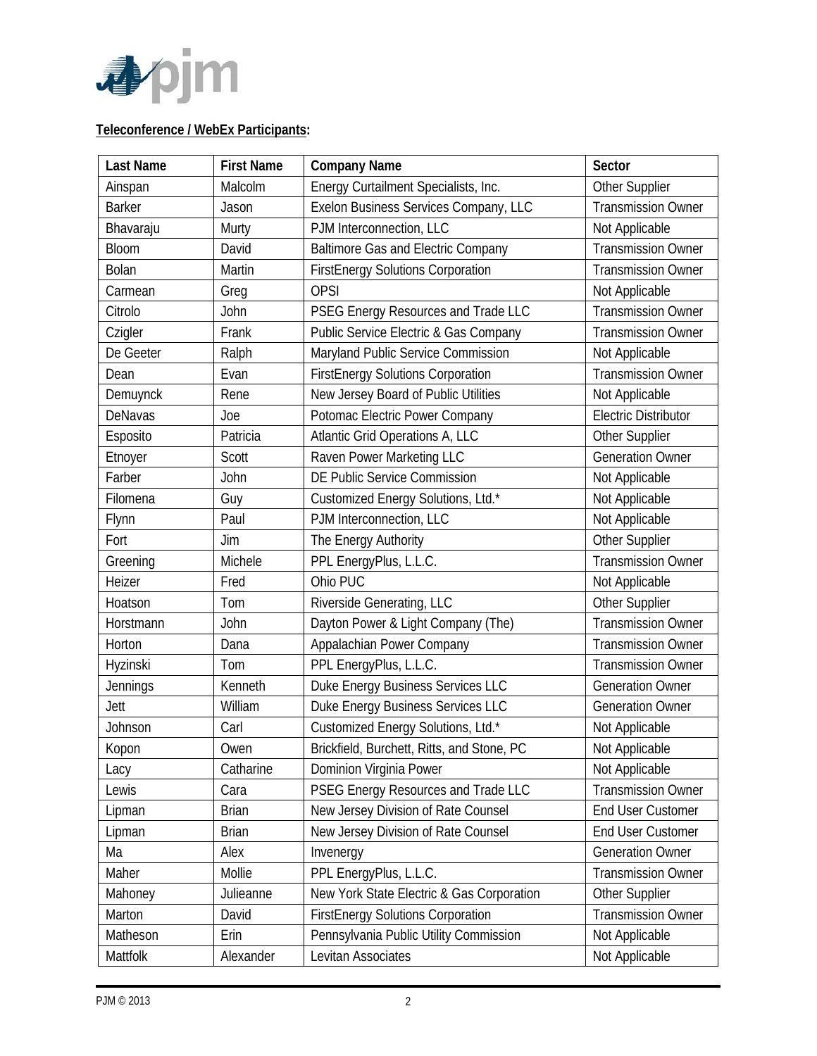**Teleconference / WebEx Participants:**

| Last Name | First Name | Company Name | Sector |
|---|---|---|---|
| Ainspan | Malcolm | Energy Curtailment Specialists, Inc. | Other Supplier |
| Barker | Jason | Exelon Business Services Company, LLC | Transmission Owner |
| Bhavaraju | Murty | PJM Interconnection, LLC | Not Applicable |
| Bloom | David | Baltimore Gas and Electric Company | Transmission Owner |
| Bolan | Martin | FirstEnergy Solutions Corporation | Transmission Owner |
| Carmean | Greg | OPSI | Not Applicable |
| Citrolo | John | PSEG Energy Resources and Trade LLC | Transmission Owner |
| Czigler | Frank | Public Service Electric & Gas Company | Transmission Owner |
| De Geeter | Ralph | Maryland Public Service Commission | Not Applicable |
| Dean | Evan | FirstEnergy Solutions Corporation | Transmission Owner |
| Demuynck | Rene | New Jersey Board of Public Utilities | Not Applicable |
| DeNavas | Joe | Potomac Electric Power Company | Electric Distributor |
| Esposito | Patricia | Atlantic Grid Operations A, LLC | Other Supplier |
| Etnoyer | Scott | Raven Power Marketing LLC | Generation Owner |
| Farber | John | DE Public Service Commission | Not Applicable |
| Filomena | Guy | Customized Energy Solutions, Ltd.* | Not Applicable |
| Flynn | Paul | PJM Interconnection, LLC | Not Applicable |
| Fort | Jim | The Energy Authority | Other Supplier |
| Greening | Michele | PPL EnergyPlus, L.L.C. | Transmission Owner |
| Heizer | Fred | Ohio PUC | Not Applicable |
| Hoatson | Tom | Riverside Generating, LLC | Other Supplier |
| Horstmann | John | Dayton Power & Light Company (The) | Transmission Owner |
| Horton | Dana | Appalachian Power Company | Transmission Owner |
| Hyzinski | Tom | PPL EnergyPlus, L.L.C. | Transmission Owner |
| Jennings | Kenneth | Duke Energy Business Services LLC | Generation Owner |
| Jett | William | Duke Energy Business Services LLC | Generation Owner |
| Johnson | Carl | Customized Energy Solutions, Ltd.* | Not Applicable |
| Kopon | Owen | Brickfield, Burchett, Ritts, and Stone, PC | Not Applicable |
| Lacy | Catharine | Dominion Virginia Power | Not Applicable |
| Lewis | Cara | PSEG Energy Resources and Trade LLC | Transmission Owner |
| Lipman | Brian | New Jersey Division of Rate Counsel | End User Customer |
| Lipman | Brian | New Jersey Division of Rate Counsel | End User Customer |
| Ma | Alex | Invenergy | Generation Owner |
| Maher | Mollie | PPL EnergyPlus, L.L.C. | Transmission Owner |
| Mahoney | Julieanne | New York State Electric & Gas Corporation | Other Supplier |
| Marton | David | FirstEnergy Solutions Corporation | Transmission Owner |
| Matheson | Erin | Pennsylvania Public Utility Commission | Not Applicable |
| Mattfolk | Alexander | Levitan Associates | Not Applicable |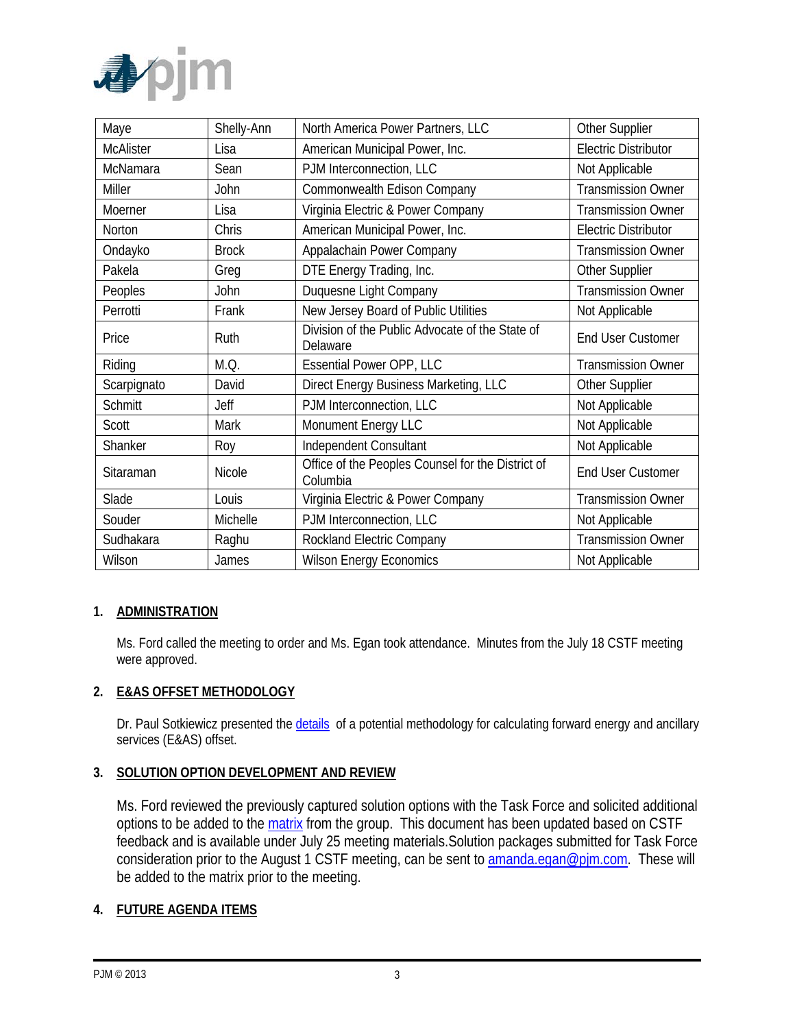| Maye | Shelly-Ann | North America Power Partners, LLC | Other Supplier |
|---|---|---|---|
| McAlister | Lisa | American Municipal Power, Inc. | Electric Distributor |
| McNamara | Sean | PJM Interconnection, LLC | Not Applicable |
| Miller | John | Commonwealth Edison Company | Transmission Owner |
| Moerner | Lisa | Virginia Electric & Power Company | Transmission Owner |
| Norton | Chris | American Municipal Power, Inc. | Electric Distributor |
| Ondayko | Brock | Appalachain Power Company | Transmission Owner |
| Pakela | Greg | DTE Energy Trading, Inc. | Other Supplier |
| Peoples | John | Duquesne Light Company | Transmission Owner |
| Perrotti | Frank | New Jersey Board of Public Utilities | Not Applicable |
| Price | Ruth | Division of the Public Advocate of the State of Delaware | End User Customer |
| Riding | M.Q. | Essential Power OPP, LLC | Transmission Owner |
| Scarpignato | David | Direct Energy Business Marketing, LLC | Other Supplier |
| Schmitt | Jeff | PJM Interconnection, LLC | Not Applicable |
| Scott | Mark | Monument Energy LLC | Not Applicable |
| Shanker | Roy | Independent Consultant | Not Applicable |
| Sitaraman | Nicole | Office of the Peoples Counsel for the District of Columbia | End User Customer |
| Slade | Louis | Virginia Electric & Power Company | Transmission Owner |
| Souder | Michelle | PJM Interconnection, LLC | Not Applicable |
| Sudhakara | Raghu | Rockland Electric Company | Transmission Owner |
| Wilson | James | Wilson Energy Economics | Not Applicable |

## 1. ADMINISTRATION

Ms. Ford called the meeting to order and Ms. Egan took attendance. Minutes from the July 18 CSTF meeting were approved.

## 2. E&AS OFFSET METHODOLOGY

Dr. Paul Sotkiewicz presented the details of a potential methodology for calculating forward energy and ancillary services (E&AS) offset.

## 3. SOLUTION OPTION DEVELOPMENT AND REVIEW

Ms. Ford reviewed the previously captured solution options with the Task Force and solicited additional options to be added to the matrix from the group. This document has been updated based on CSTF feedback and is available under July 25 meeting materials.Solution packages submitted for Task Force consideration prior to the August 1 CSTF meeting, can be sent to amanda.egan@pjm.com. These will be added to the matrix prior to the meeting.

## 4. FUTURE AGENDA ITEMS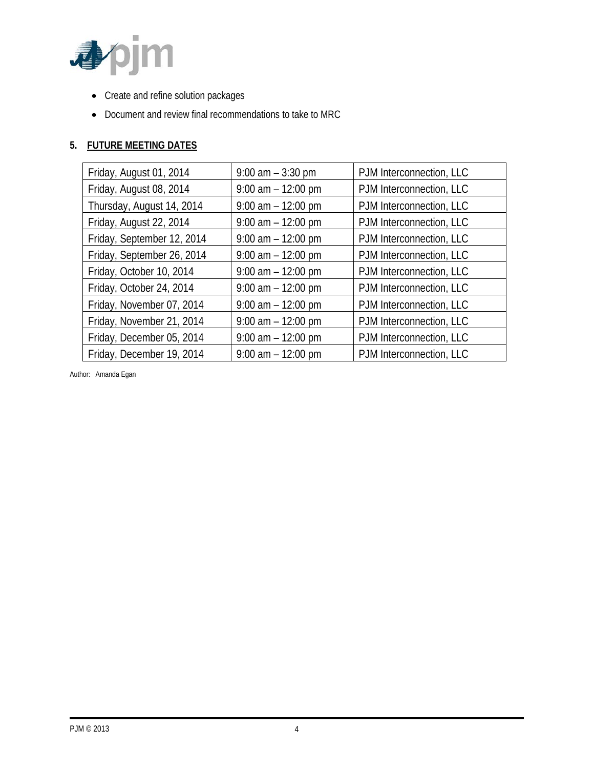- Create and refine solution packages
- Document and review final recommendations to take to MRC

## 5. FUTURE MEETING DATES

| | | |
|---|---|---|
| Friday, August 01, 2014 | 9:00 am – 3:30 pm | PJM Interconnection, LLC |
| Friday, August 08, 2014 | 9:00 am – 12:00 pm | PJM Interconnection, LLC |
| Thursday, August 14, 2014 | 9:00 am – 12:00 pm | PJM Interconnection, LLC |
| Friday, August 22, 2014 | 9:00 am – 12:00 pm | PJM Interconnection, LLC |
| Friday, September 12, 2014 | 9:00 am – 12:00 pm | PJM Interconnection, LLC |
| Friday, September 26, 2014 | 9:00 am – 12:00 pm | PJM Interconnection, LLC |
| Friday, October 10, 2014 | 9:00 am – 12:00 pm | PJM Interconnection, LLC |
| Friday, October 24, 2014 | 9:00 am – 12:00 pm | PJM Interconnection, LLC |
| Friday, November 07, 2014 | 9:00 am – 12:00 pm | PJM Interconnection, LLC |
| Friday, November 21, 2014 | 9:00 am – 12:00 pm | PJM Interconnection, LLC |
| Friday, December 05, 2014 | 9:00 am – 12:00 pm | PJM Interconnection, LLC |
| Friday, December 19, 2014 | 9:00 am – 12:00 pm | PJM Interconnection, LLC |

Author: Amanda Egan